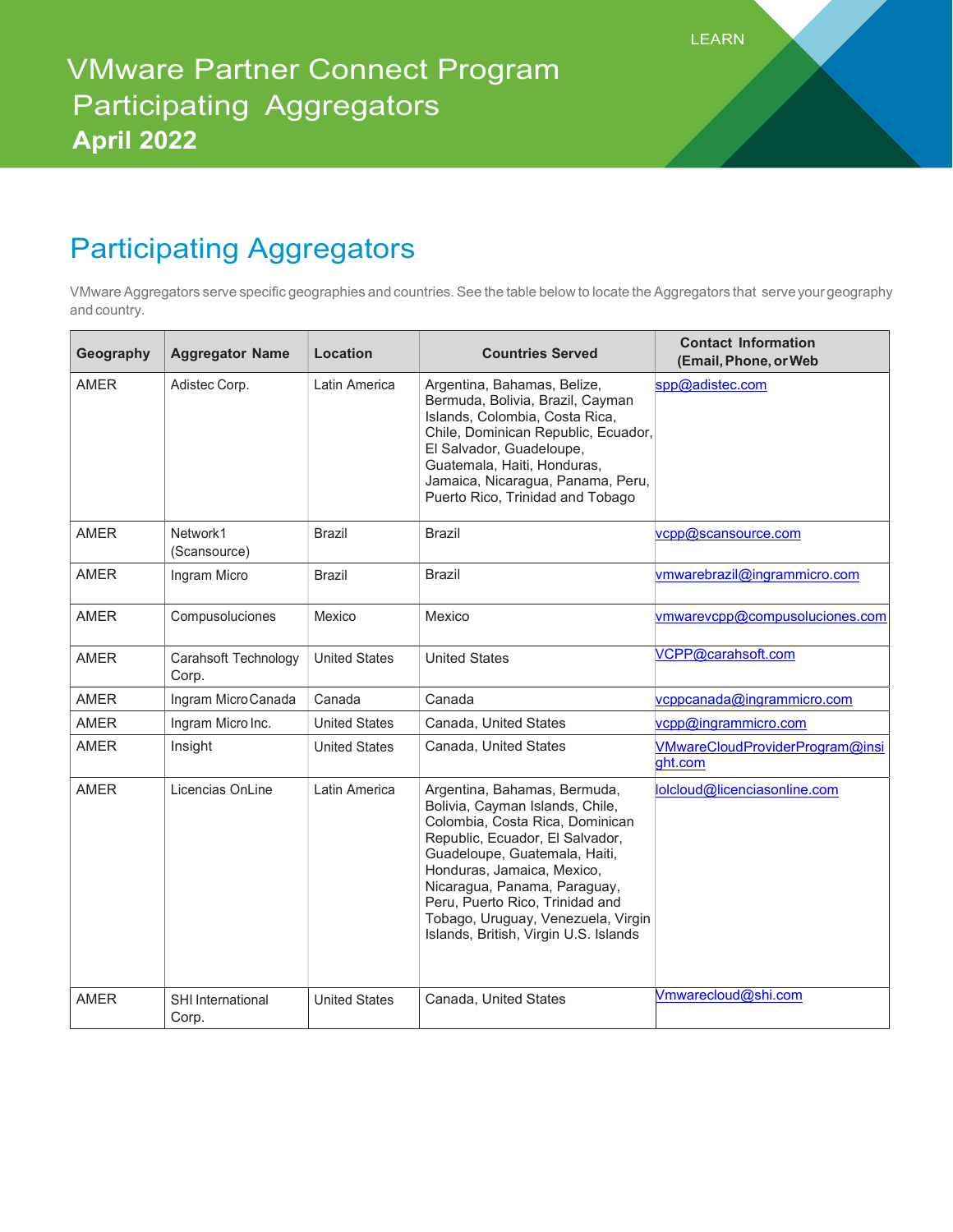LEARN

# VMware Partner Connect Program Participating Aggregators

**April 2022**

## Participating Aggregators

VMware Aggregators serve specific geographies and countries. See the table below to locate the Aggregators that serve your geography and country.

| Geography | Aggregator Name | Location | Countries Served | Contact Information (Email, Phone, or Web |
|---|---|---|---|---|
| AMER | Adistec Corp. | Latin America | Argentina, Bahamas, Belize, Bermuda, Bolivia, Brazil, Cayman Islands, Colombia, Costa Rica, Chile, Dominican Republic, Ecuador, El Salvador, Guadeloupe, Guatemala, Haiti, Honduras, Jamaica, Nicaragua, Panama, Peru, Puerto Rico, Trinidad and Tobago | spp@adistec.com |
| AMER | Network1 (Scansource) | Brazil | Brazil | vcpp@scansource.com |
| AMER | Ingram Micro | Brazil | Brazil | vmwarebrazil@ingrammicro.com |
| AMER | Compusoluciones | Mexico | Mexico | vmwarevcpp@compusoluciones.com |
| AMER | Carahsoft Technology Corp. | United States | United States | VCPP@carahsoft.com |
| AMER | Ingram Micro Canada | Canada | Canada | vcppcanada@ingrammicro.com |
| AMER | Ingram Micro Inc. | United States | Canada, United States | vcpp@ingrammicro.com |
| AMER | Insight | United States | Canada, United States | VMwareCloudProviderProgram@insight.com |
| AMER | Licencias OnLine | Latin America | Argentina, Bahamas, Bermuda, Bolivia, Cayman Islands, Chile, Colombia, Costa Rica, Dominican Republic, Ecuador, El Salvador, Guadeloupe, Guatemala, Haiti, Honduras, Jamaica, Mexico, Nicaragua, Panama, Paraguay, Peru, Puerto Rico, Trinidad and Tobago, Uruguay, Venezuela, Virgin Islands, British, Virgin U.S. Islands | lolcloud@licenciasonline.com |
| AMER | SHI International Corp. | United States | Canada, United States | Vmwarecloud@shi.com |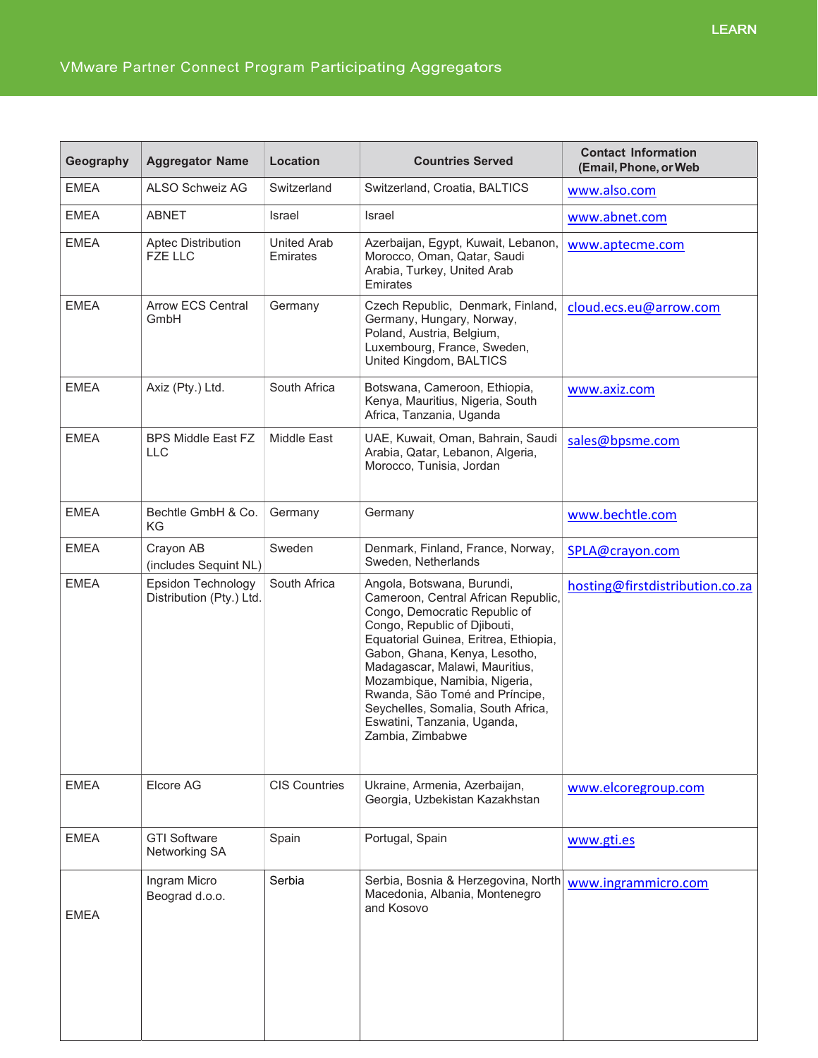## VMware Partner Connect Program Participating Aggregators

| Geography | Aggregator Name | Location | Countries Served | Contact Information (Email, Phone, or Web |
|---|---|---|---|---|
| EMEA | ALSO Schweiz AG | Switzerland | Switzerland, Croatia, BALTICS | www.also.com |
| EMEA | ABNET | Israel | Israel | www.abnet.com |
| EMEA | Aptec Distribution FZE LLC | United Arab Emirates | Azerbaijan, Egypt, Kuwait, Lebanon, Morocco, Oman, Qatar, Saudi Arabia, Turkey, United Arab Emirates | www.aptecme.com |
| EMEA | Arrow ECS Central GmbH | Germany | Czech Republic, Denmark, Finland, Germany, Hungary, Norway, Poland, Austria, Belgium, Luxembourg, France, Sweden, United Kingdom, BALTICS | cloud.ecs.eu@arrow.com |
| EMEA | Axiz (Pty.) Ltd. | South Africa | Botswana, Cameroon, Ethiopia, Kenya, Mauritius, Nigeria, South Africa, Tanzania, Uganda | www.axiz.com |
| EMEA | BPS Middle East FZ LLC | Middle East | UAE, Kuwait, Oman, Bahrain, Saudi Arabia, Qatar, Lebanon, Algeria, Morocco, Tunisia, Jordan | sales@bpsme.com |
| EMEA | Bechtle GmbH & Co. KG | Germany | Germany | www.bechtle.com |
| EMEA | Crayon AB (includes Sequint NL) | Sweden | Denmark, Finland, France, Norway, Sweden, Netherlands | SPLA@crayon.com |
| EMEA | Epsidon Technology Distribution (Pty.) Ltd. | South Africa | Angola, Botswana, Burundi, Cameroon, Central African Republic, Congo, Democratic Republic of Congo, Republic of Djibouti, Equatorial Guinea, Eritrea, Ethiopia, Gabon, Ghana, Kenya, Lesotho, Madagascar, Malawi, Mauritius, Mozambique, Namibia, Nigeria, Rwanda, São Tomé and Príncipe, Seychelles, Somalia, South Africa, Eswatini, Tanzania, Uganda, Zambia, Zimbabwe | hosting@firstdistribution.co.za |
| EMEA | Elcore AG | CIS Countries | Ukraine, Armenia, Azerbaijan, Georgia, Uzbekistan Kazakhstan | www.elcoregroup.com |
| EMEA | GTI Software Networking SA | Spain | Portugal, Spain | www.gti.es |
| EMEA | Ingram Micro Beograd d.o.o. | Serbia | Serbia, Bosnia & Herzegovina, North Macedonia, Albania, Montenegro and Kosovo | www.ingrammicro.com |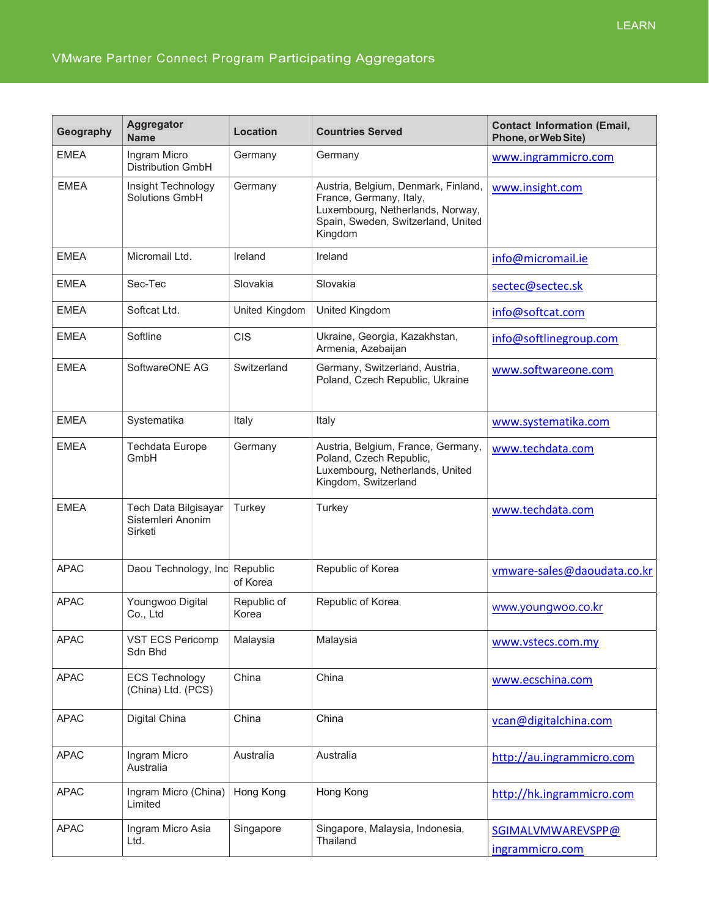LEARN

# VMware Partner Connect Program Participating Aggregators

| Geography | Aggregator Name | Location | Countries Served | Contact Information (Email, Phone, or Web Site) |
|---|---|---|---|---|
| EMEA | Ingram Micro Distribution GmbH | Germany | Germany | www.ingrammicro.com |
| EMEA | Insight Technology Solutions GmbH | Germany | Austria, Belgium, Denmark, Finland, France, Germany, Italy, Luxembourg, Netherlands, Norway, Spain, Sweden, Switzerland, United Kingdom | www.insight.com |
| EMEA | Micromail Ltd. | Ireland | Ireland | info@micromail.ie |
| EMEA | Sec-Tec | Slovakia | Slovakia | sectec@sectec.sk |
| EMEA | Softcat Ltd. | United Kingdom | United Kingdom | info@softcat.com |
| EMEA | Softline | CIS | Ukraine, Georgia, Kazakhstan, Armenia, Azebaijan | info@softlinegroup.com |
| EMEA | SoftwareONE AG | Switzerland | Germany, Switzerland, Austria, Poland, Czech Republic, Ukraine | www.softwareone.com |
| EMEA | Systematika | Italy | Italy | www.systematika.com |
| EMEA | Techdata Europe GmbH | Germany | Austria, Belgium, France, Germany, Poland, Czech Republic, Luxembourg, Netherlands, United Kingdom, Switzerland | www.techdata.com |
| EMEA | Tech Data Bilgisayar Sistemleri Anonim Sirketi | Turkey | Turkey | www.techdata.com |
| APAC | Daou Technology, Inc | Republic of Korea | Republic of Korea | vmware-sales@daoudata.co.kr |
| APAC | Youngwoo Digital Co., Ltd | Republic of Korea | Republic of Korea | www.youngwoo.co.kr |
| APAC | VST ECS Pericomp Sdn Bhd | Malaysia | Malaysia | www.vstecs.com.my |
| APAC | ECS Technology (China) Ltd. (PCS) | China | China | www.ecschina.com |
| APAC | Digital China | China | China | vcan@digitalchina.com |
| APAC | Ingram Micro Australia | Australia | Australia | http://au.ingrammicro.com |
| APAC | Ingram Micro (China) Limited | Hong Kong | Hong Kong | http://hk.ingrammicro.com |
| APAC | Ingram Micro Asia Ltd. | Singapore | Singapore, Malaysia, Indonesia, Thailand | SGIMALVMWAREVSPP@ingrammicro.com |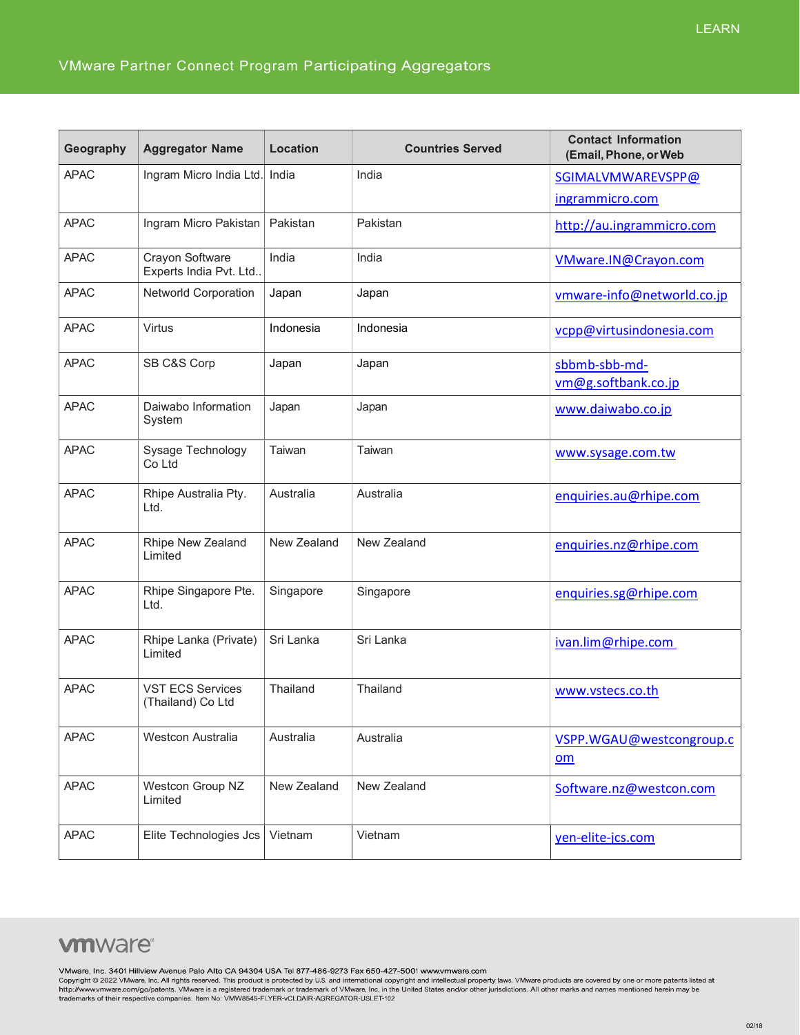LEARN

# VMware Partner Connect Program Participating Aggregators

| Geography | Aggregator Name | Location | Countries Served | Contact Information (Email, Phone, or Web |
|---|---|---|---|---|
| APAC | Ingram Micro India Ltd. | India | India | SGIMALVMWAREVSPP@ ingrammicro.com |
| APAC | Ingram Micro Pakistan | Pakistan | Pakistan | http://au.ingrammicro.com |
| APAC | Crayon Software Experts India Pvt. Ltd.. | India | India | VMware.IN@Crayon.com |
| APAC | Networld Corporation | Japan | Japan | vmware-info@networld.co.jp |
| APAC | Virtus | Indonesia | Indonesia | vcpp@virtusindonesia.com |
| APAC | SB C&S Corp | Japan | Japan | sbbmb-sbb-md-vm@g.softbank.co.jp |
| APAC | Daiwabo Information System | Japan | Japan | www.daiwabo.co.jp |
| APAC | Sysage Technology Co Ltd | Taiwan | Taiwan | www.sysage.com.tw |
| APAC | Rhipe Australia Pty. Ltd. | Australia | Australia | enquiries.au@rhipe.com |
| APAC | Rhipe New Zealand Limited | New Zealand | New Zealand | enquiries.nz@rhipe.com |
| APAC | Rhipe Singapore Pte. Ltd. | Singapore | Singapore | enquiries.sg@rhipe.com |
| APAC | Rhipe Lanka (Private) Limited | Sri Lanka | Sri Lanka | ivan.lim@rhipe.com |
| APAC | VST ECS Services (Thailand) Co Ltd | Thailand | Thailand | www.vstecs.co.th |
| APAC | Westcon Australia | Australia | Australia | VSPP.WGAU@westcongroup.com |
| APAC | Westcon Group NZ Limited | New Zealand | New Zealand | Software.nz@westcon.com |
| APAC | Elite Technologies Jcs | Vietnam | Vietnam | yen-elite-jcs.com |

VMware, Inc. 3401 Hillview Avenue Palo Alto CA 94304 USA Tel 877-486-9273 Fax 650-427-5001 www.vmware.com
Copyright © 2022 VMware, Inc. All rights reserved. This product is protected by U.S. and international copyright and intellectual property laws. VMware products are covered by one or more patents listed at http://www.vmware.com/go/patents. VMware is a registered trademark or trademark of VMware, Inc. in the United States and/or other jurisdictions. All other marks and names mentioned herein may be trademarks of their respective companies. Item No: VMW8545-FLYER-vCLDAIR-AGREGATOR-USLET-102

02/18